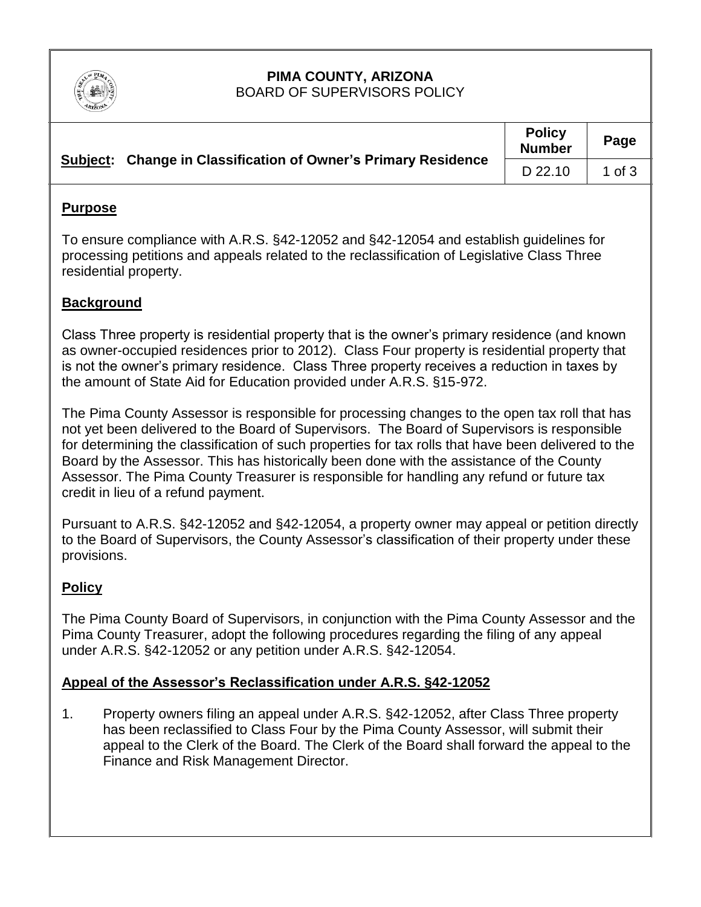# PIMA COUNTY, ARIZONA
BOARD OF SUPERVISORS POLICY

| Subject: Change in Classification of Owner's Primary Residence | Policy Number | Page |
|---|---|---|
| | D 22.10 | 1 of 3 |

## Purpose

To ensure compliance with A.R.S. §42-12052 and §42-12054 and establish guidelines for processing petitions and appeals related to the reclassification of Legislative Class Three residential property.

## Background

Class Three property is residential property that is the owner's primary residence (and known as owner-occupied residences prior to 2012). Class Four property is residential property that is not the owner's primary residence. Class Three property receives a reduction in taxes by the amount of State Aid for Education provided under A.R.S. §15-972.

The Pima County Assessor is responsible for processing changes to the open tax roll that has not yet been delivered to the Board of Supervisors. The Board of Supervisors is responsible for determining the classification of such properties for tax rolls that have been delivered to the Board by the Assessor. This has historically been done with the assistance of the County Assessor. The Pima County Treasurer is responsible for handling any refund or future tax credit in lieu of a refund payment.

Pursuant to A.R.S. §42-12052 and §42-12054, a property owner may appeal or petition directly to the Board of Supervisors, the County Assessor's classification of their property under these provisions.

## Policy

The Pima County Board of Supervisors, in conjunction with the Pima County Assessor and the Pima County Treasurer, adopt the following procedures regarding the filing of any appeal under A.R.S. §42-12052 or any petition under A.R.S. §42-12054.

## Appeal of the Assessor's Reclassification under A.R.S. §42-12052

1. Property owners filing an appeal under A.R.S. §42-12052, after Class Three property has been reclassified to Class Four by the Pima County Assessor, will submit their appeal to the Clerk of the Board. The Clerk of the Board shall forward the appeal to the Finance and Risk Management Director.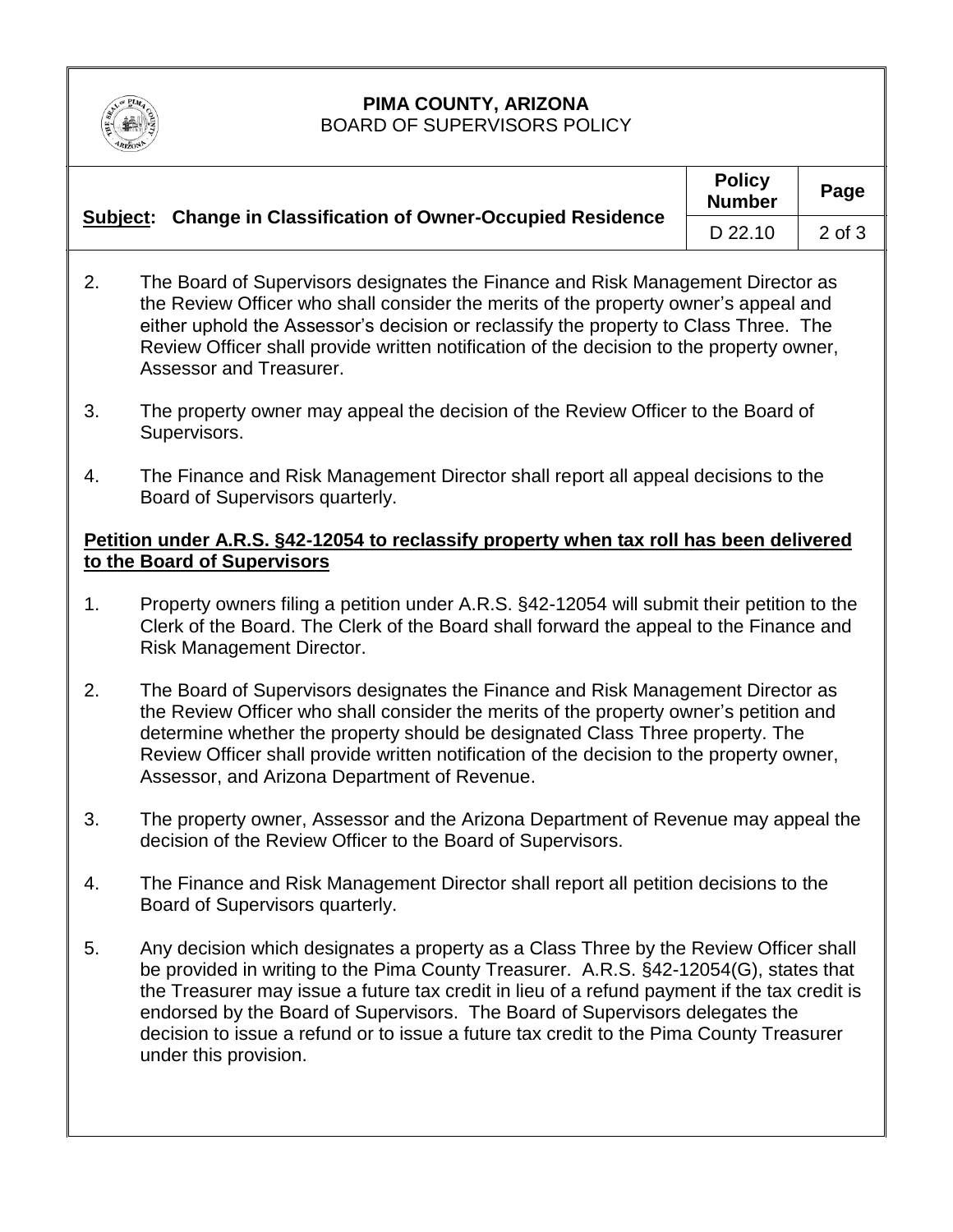2. The Board of Supervisors designates the Finance and Risk Management Director as the Review Officer who shall consider the merits of the property owner's appeal and either uphold the Assessor's decision or reclassify the property to Class Three. The Review Officer shall provide written notification of the decision to the property owner, Assessor and Treasurer.

3. The property owner may appeal the decision of the Review Officer to the Board of Supervisors.

4. The Finance and Risk Management Director shall report all appeal decisions to the Board of Supervisors quarterly.

**Petition under A.R.S. §42-12054 to reclassify property when tax roll has been delivered to the Board of Supervisors**

1. Property owners filing a petition under A.R.S. §42-12054 will submit their petition to the Clerk of the Board. The Clerk of the Board shall forward the appeal to the Finance and Risk Management Director.

2. The Board of Supervisors designates the Finance and Risk Management Director as the Review Officer who shall consider the merits of the property owner's petition and determine whether the property should be designated Class Three property. The Review Officer shall provide written notification of the decision to the property owner, Assessor, and Arizona Department of Revenue.

3. The property owner, Assessor and the Arizona Department of Revenue may appeal the decision of the Review Officer to the Board of Supervisors.

4. The Finance and Risk Management Director shall report all petition decisions to the Board of Supervisors quarterly.

5. Any decision which designates a property as a Class Three by the Review Officer shall be provided in writing to the Pima County Treasurer. A.R.S. §42-12054(G), states that the Treasurer may issue a future tax credit in lieu of a refund payment if the tax credit is endorsed by the Board of Supervisors. The Board of Supervisors delegates the decision to issue a refund or to issue a future tax credit to the Pima County Treasurer under this provision.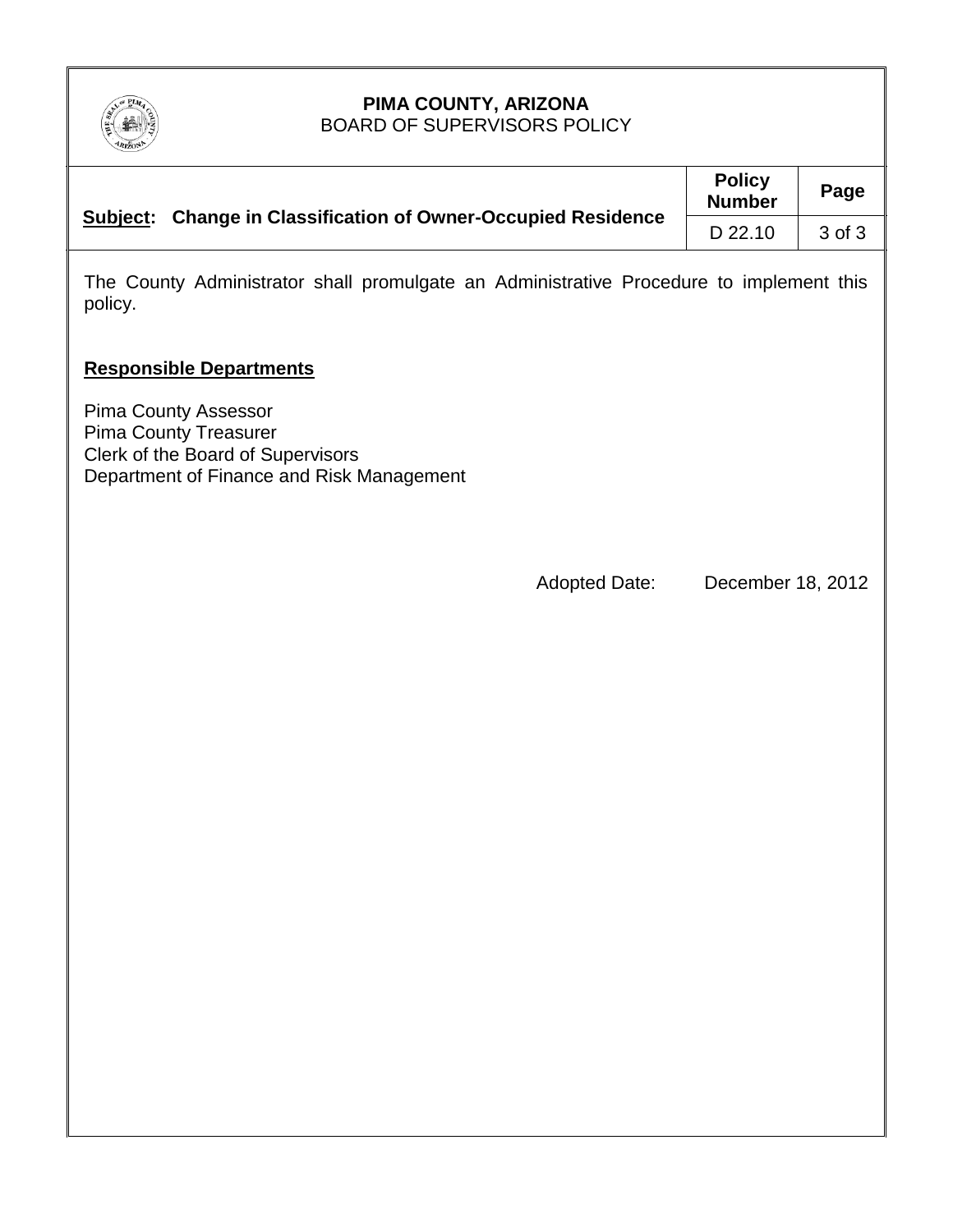The County Administrator shall promulgate an Administrative Procedure to implement this policy.

**Responsible Departments**

Pima County Assessor
Pima County Treasurer
Clerk of the Board of Supervisors
Department of Finance and Risk Management

Adopted Date: December 18, 2012